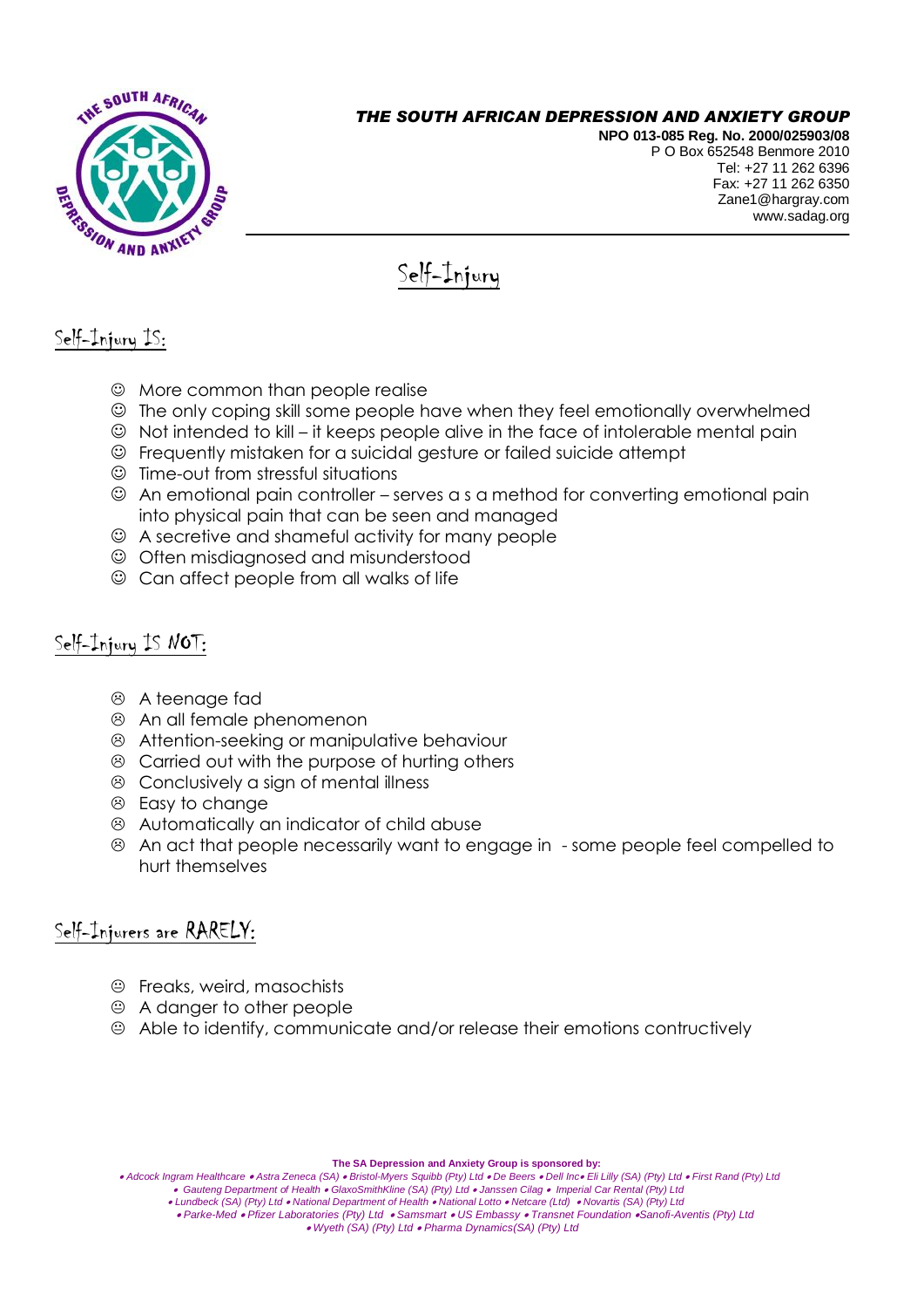**THE SOUTH AFRICAN DEPRESSION AND ANXIETY GROUP**

**NPO 013-085 Reg. No. 2000/025903/08**
P O Box 652548 Benmore 2010
Tel: +27 11 262 6396
Fax: +27 11 262 6350
Zane1@hargray.com
www.sadag.org

# Self-Injury

## Self-Injury IS:

- ☺ More common than people realise
- ☺ The only coping skill some people have when they feel emotionally overwhelmed
- ☺ Not intended to kill – it keeps people alive in the face of intolerable mental pain
- ☺ Frequently mistaken for a suicidal gesture or failed suicide attempt
- ☺ Time-out from stressful situations
- ☺ An emotional pain controller – serves a s a method for converting emotional pain into physical pain that can be seen and managed
- ☺ A secretive and shameful activity for many people
- ☺ Often misdiagnosed and misunderstood
- ☺ Can affect people from all walks of life

## Self-Injury IS *NOT*:

- ☹ A teenage fad
- ☹ An all female phenomenon
- ☹ Attention-seeking or manipulative behaviour
- ☹ Carried out with the purpose of hurting others
- ☹ Conclusively a sign of mental illness
- ☹ Easy to change
- ☹ Automatically an indicator of child abuse
- ☹ An act that people necessarily want to engage in - some people feel compelled to hurt themselves

## Self-Injurers are RARELY:

- 😐 Freaks, weird, masochists
- 😐 A danger to other people
- 😐 Able to identify, communicate and/or release their emotions contructively

**The SA Depression and Anxiety Group is sponsored by:**

*• Adcock Ingram Healthcare • Astra Zeneca (SA) • Bristol-Myers Squibb (Pty) Ltd • De Beers • Dell Inc• Eli Lilly (SA) (Pty) Ltd • First Rand (Pty) Ltd • Gauteng Department of Health • GlaxoSmithKline (SA) (Pty) Ltd • Janssen Cilag • Imperial Car Rental (Pty) Ltd • Lundbeck (SA) (Pty) Ltd • National Department of Health • National Lotto • Netcare (Ltd) • Novartis (SA) (Pty) Ltd • Parke-Med • Pfizer Laboratories (Pty) Ltd • Samsmart • US Embassy • Transnet Foundation •Sanofi-Aventis (Pty) Ltd • Wyeth (SA) (Pty) Ltd • Pharma Dynamics(SA) (Pty) Ltd*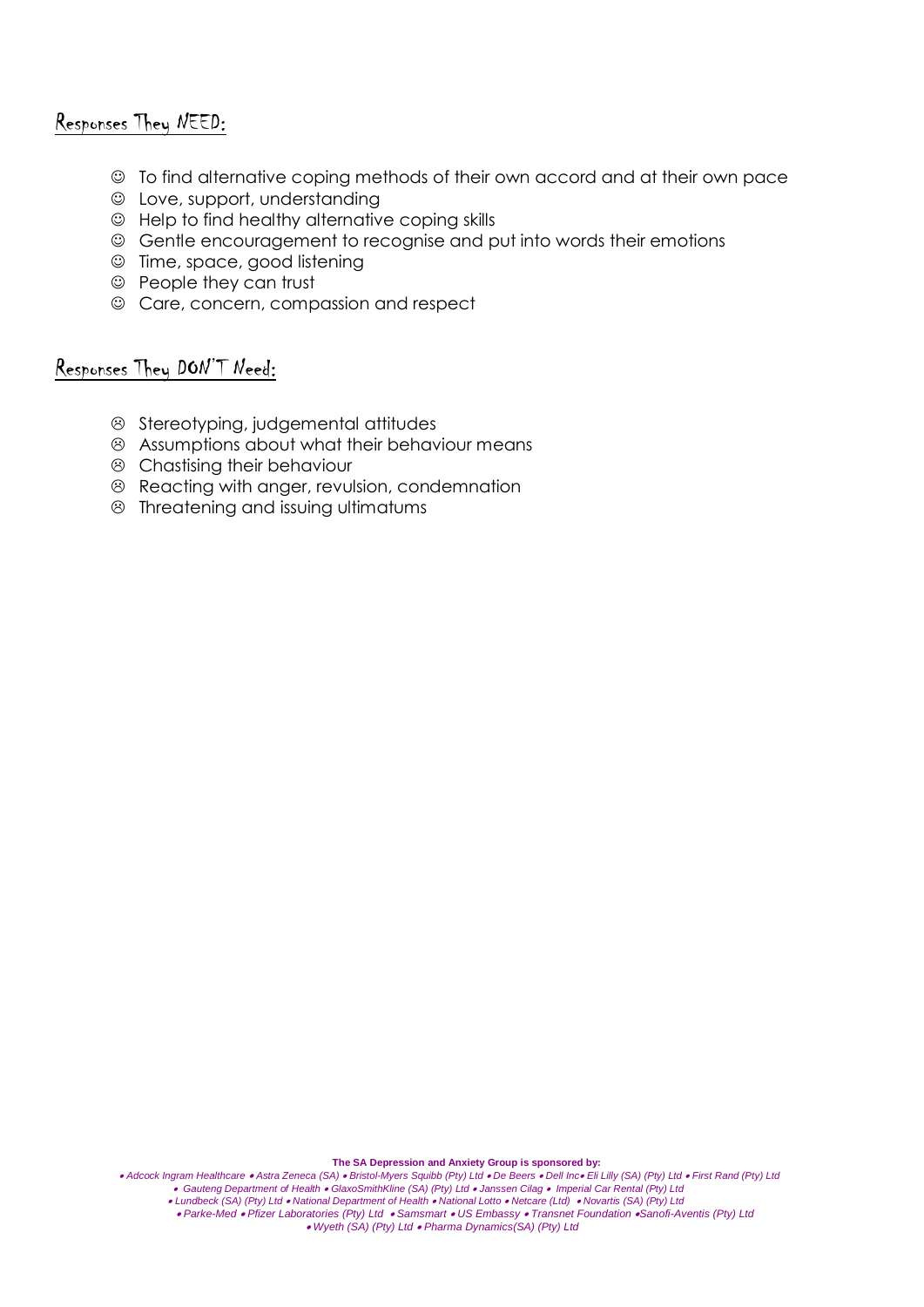## Responses They NEED:

- ☺ To find alternative coping methods of their own accord and at their own pace
- ☺ Love, support, understanding
- ☺ Help to find healthy alternative coping skills
- ☺ Gentle encouragement to recognise and put into words their emotions
- ☺ Time, space, good listening
- ☺ People they can trust
- ☺ Care, concern, compassion and respect

## Responses They DON'T Need:

- ☹ Stereotyping, judgemental attitudes
- ☹ Assumptions about what their behaviour means
- ☹ Chastising their behaviour
- ☹ Reacting with anger, revulsion, condemnation
- ☹ Threatening and issuing ultimatums

**The SA Depression and Anxiety Group is sponsored by:**

*• Adcock Ingram Healthcare • Astra Zeneca (SA) • Bristol-Myers Squibb (Pty) Ltd • De Beers • Dell Inc• Eli Lilly (SA) (Pty) Ltd • First Rand (Pty) Ltd • Gauteng Department of Health • GlaxoSmithKline (SA) (Pty) Ltd • Janssen Cilag • Imperial Car Rental (Pty) Ltd • Lundbeck (SA) (Pty) Ltd • National Department of Health • National Lotto • Netcare (Ltd) • Novartis (SA) (Pty) Ltd • Parke-Med • Pfizer Laboratories (Pty) Ltd • Samsmart • US Embassy • Transnet Foundation •Sanofi-Aventis (Pty) Ltd • Wyeth (SA) (Pty) Ltd • Pharma Dynamics(SA) (Pty) Ltd*